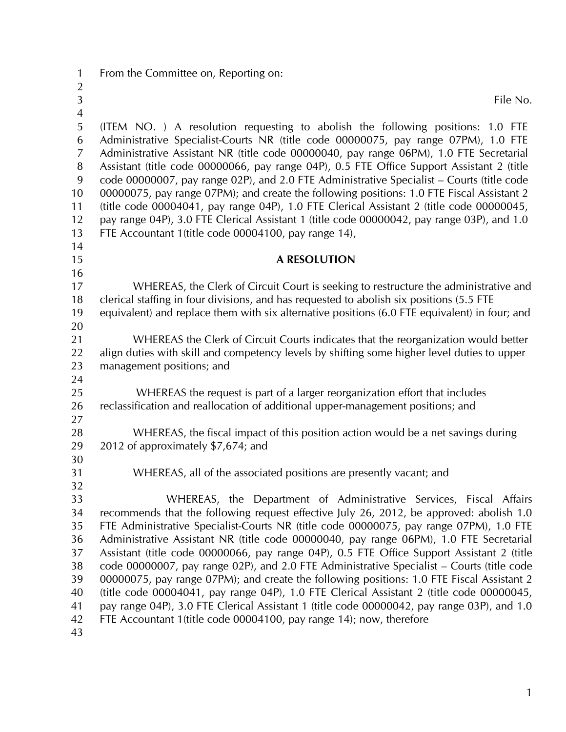From the Committee on, Reporting on:

File No.

(ITEM NO. ) A resolution requesting to abolish the following positions: 1.0 FTE Administrative Specialist-Courts NR (title code 00000075, pay range 07PM), 1.0 FTE Administrative Assistant NR (title code 00000040, pay range 06PM), 1.0 FTE Secretarial Assistant (title code 00000066, pay range 04P), 0.5 FTE Office Support Assistant 2 (title code 00000007, pay range 02P), and 2.0 FTE Administrative Specialist – Courts (title code 00000075, pay range 07PM); and create the following positions: 1.0 FTE Fiscal Assistant 2 (title code 00004041, pay range 04P), 1.0 FTE Clerical Assistant 2 (title code 00000045, pay range 04P), 3.0 FTE Clerical Assistant 1 (title code 00000042, pay range 03P), and 1.0 FTE Accountant 1(title code 00004100, pay range 14),

## A RESOLUTION

WHEREAS, the Clerk of Circuit Court is seeking to restructure the administrative and clerical staffing in four divisions, and has requested to abolish six positions (5.5 FTE equivalent) and replace them with six alternative positions (6.0 FTE equivalent) in four; and

WHEREAS the Clerk of Circuit Courts indicates that the reorganization would better align duties with skill and competency levels by shifting some higher level duties to upper management positions; and

WHEREAS the request is part of a larger reorganization effort that includes reclassification and reallocation of additional upper-management positions; and

WHEREAS, the fiscal impact of this position action would be a net savings during 2012 of approximately $7,674; and

WHEREAS, all of the associated positions are presently vacant; and

WHEREAS, the Department of Administrative Services, Fiscal Affairs recommends that the following request effective July 26, 2012, be approved: abolish 1.0 FTE Administrative Specialist-Courts NR (title code 00000075, pay range 07PM), 1.0 FTE Administrative Assistant NR (title code 00000040, pay range 06PM), 1.0 FTE Secretarial Assistant (title code 00000066, pay range 04P), 0.5 FTE Office Support Assistant 2 (title code 00000007, pay range 02P), and 2.0 FTE Administrative Specialist – Courts (title code 00000075, pay range 07PM); and create the following positions: 1.0 FTE Fiscal Assistant 2 (title code 00004041, pay range 04P), 1.0 FTE Clerical Assistant 2 (title code 00000045, pay range 04P), 3.0 FTE Clerical Assistant 1 (title code 00000042, pay range 03P), and 1.0 FTE Accountant 1(title code 00004100, pay range 14); now, therefore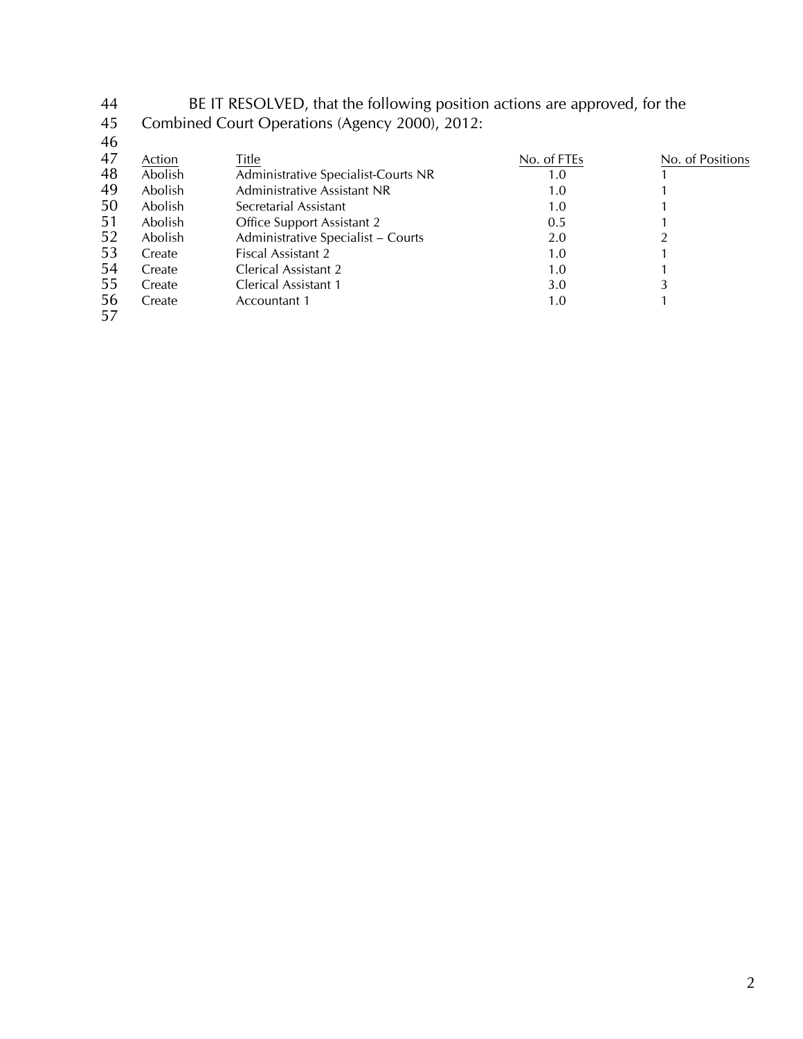BE IT RESOLVED, that the following position actions are approved, for the Combined Court Operations (Agency 2000), 2012:

| Action | Title | No. of FTEs | No. of Positions |
|---|---|---|---|
| Abolish | Administrative Specialist-Courts NR | 1.0 | 1 |
| Abolish | Administrative Assistant NR | 1.0 | 1 |
| Abolish | Secretarial Assistant | 1.0 | 1 |
| Abolish | Office Support Assistant 2 | 0.5 | 1 |
| Abolish | Administrative Specialist – Courts | 2.0 | 2 |
| Create | Fiscal Assistant 2 | 1.0 | 1 |
| Create | Clerical Assistant 2 | 1.0 | 1 |
| Create | Clerical Assistant 1 | 3.0 | 3 |
| Create | Accountant 1 | 1.0 | 1 |